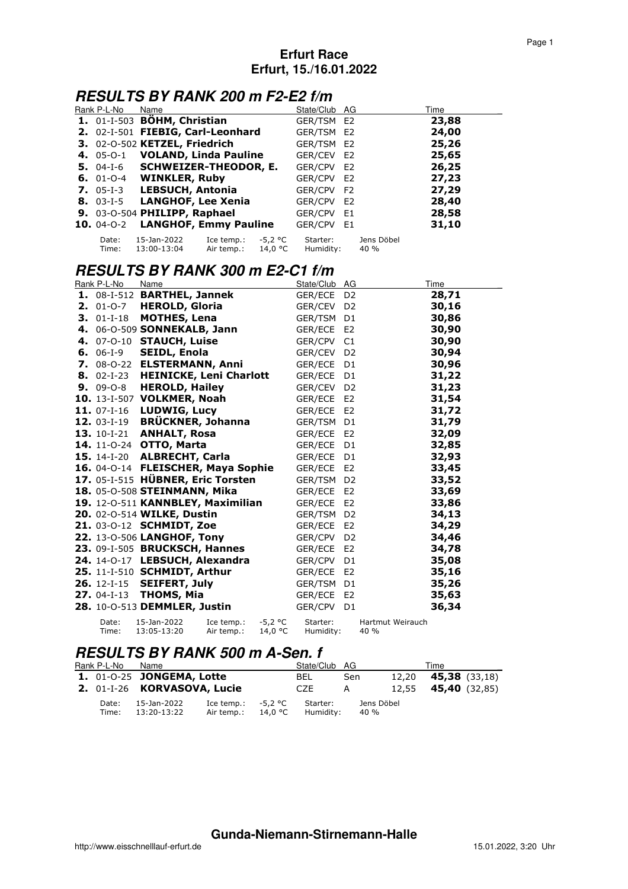# Erfurt Race
## Erfurt, 15./16.01.2022

## RESULTS BY RANK 200 m F2-E2 f/m

| Rank | P-L-No | Name | State/Club | AG | Time |
|---|---|---|---|---|---|
| **1.** | 01-I-503 | **BÖHM, Christian** | GER/TSM | E2 | **23,88** |
| **2.** | 02-I-501 | **FIEBIG, Carl-Leonhard** | GER/TSM | E2 | **24,00** |
| **3.** | 02-O-502 | **KETZEL, Friedrich** | GER/TSM | E2 | **25,26** |
| **4.** | 05-O-1 | **VOLAND, Linda Pauline** | GER/CEV | E2 | **25,65** |
| **5.** | 04-I-6 | **SCHWEIZER-THEODOR, E.** | GER/CPV | E2 | **26,25** |
| **6.** | 01-O-4 | **WINKLER, Ruby** | GER/CPV | E2 | **27,23** |
| **7.** | 05-I-3 | **LEBSUCH, Antonia** | GER/CPV | F2 | **27,29** |
| **8.** | 03-I-5 | **LANGHOF, Lee Xenia** | GER/CPV | E2 | **28,40** |
| **9.** | 03-O-504 | **PHILIPP, Raphael** | GER/CPV | E1 | **28,58** |
| **10.** | 04-O-2 | **LANGHOF, Emmy Pauline** | GER/CPV | E1 | **31,10** |

Date: 15-Jan-2022 | Ice temp.: -5,2 °C | Starter: Jens Döbel
Time: 13:00-13:04 | Air temp.: 14,0 °C | Humidity: 40 %

## RESULTS BY RANK 300 m E2-C1 f/m

| Rank | P-L-No | Name | State/Club | AG | Time |
|---|---|---|---|---|---|
| **1.** | 08-I-512 | **BARTHEL, Jannek** | GER/ECE | D2 | **28,71** |
| **2.** | 01-O-7 | **HEROLD, Gloria** | GER/CEV | D2 | **30,16** |
| **3.** | 01-I-18 | **MOTHES, Lena** | GER/TSM | D1 | **30,86** |
| **4.** | 06-O-509 | **SONNEKALB, Jann** | GER/ECE | E2 | **30,90** |
| **4.** | 07-O-10 | **STAUCH, Luise** | GER/CPV | C1 | **30,90** |
| **6.** | 06-I-9 | **SEIDL, Enola** | GER/CEV | D2 | **30,94** |
| **7.** | 08-O-22 | **ELSTERMANN, Anni** | GER/ECE | D1 | **30,96** |
| **8.** | 02-I-23 | **HEINICKE, Leni Charlott** | GER/ECE | D1 | **31,22** |
| **9.** | 09-O-8 | **HEROLD, Hailey** | GER/CEV | D2 | **31,23** |
| **10.** | 13-I-507 | **VOLKMER, Noah** | GER/ECE | E2 | **31,54** |
| **11.** | 07-I-16 | **LUDWIG, Lucy** | GER/ECE | E2 | **31,72** |
| **12.** | 03-I-19 | **BRÜCKNER, Johanna** | GER/TSM | D1 | **31,79** |
| **13.** | 10-I-21 | **ANHALT, Rosa** | GER/ECE | E2 | **32,09** |
| **14.** | 11-O-24 | **OTTO, Marta** | GER/ECE | D1 | **32,85** |
| **15.** | 14-I-20 | **ALBRECHT, Carla** | GER/ECE | D1 | **32,93** |
| **16.** | 04-O-14 | **FLEISCHER, Maya Sophie** | GER/ECE | E2 | **33,45** |
| **17.** | 05-I-515 | **HÜBNER, Eric Torsten** | GER/TSM | D2 | **33,52** |
| **18.** | 05-O-508 | **STEINMANN, Mika** | GER/ECE | E2 | **33,69** |
| **19.** | 12-O-511 | **KANNBLEY, Maximilian** | GER/ECE | E2 | **33,86** |
| **20.** | 02-O-514 | **WILKE, Dustin** | GER/TSM | D2 | **34,13** |
| **21.** | 03-O-12 | **SCHMIDT, Zoe** | GER/ECE | E2 | **34,29** |
| **22.** | 13-O-506 | **LANGHOF, Tony** | GER/CPV | D2 | **34,46** |
| **23.** | 09-I-505 | **BRUCKSCH, Hannes** | GER/ECE | E2 | **34,78** |
| **24.** | 14-O-17 | **LEBSUCH, Alexandra** | GER/CPV | D1 | **35,08** |
| **25.** | 11-I-510 | **SCHMIDT, Arthur** | GER/ECE | E2 | **35,16** |
| **26.** | 12-I-15 | **SEIFERT, July** | GER/TSM | D1 | **35,26** |
| **27.** | 04-I-13 | **THOMS, Mia** | GER/ECE | E2 | **35,63** |
| **28.** | 10-O-513 | **DEMMLER, Justin** | GER/CPV | D1 | **36,34** |

Date: 15-Jan-2022 | Ice temp.: -5,2 °C | Starter: Hartmut Weirauch
Time: 13:05-13:20 | Air temp.: 14,0 °C | Humidity: 40 %

## RESULTS BY RANK 500 m A-Sen. f

| Rank | P-L-No | Name | State/Club | AG | | Time |
|---|---|---|---|---|---|---|
| **1.** | 01-O-25 | **JONGEMA, Lotte** | BEL | Sen | 12,20 | **45,38** (33,18) |
| **2.** | 01-I-26 | **KORVASOVA, Lucie** | CZE | A | 12,55 | **45,40** (32,85) |

Date: 15-Jan-2022 | Ice temp.: -5,2 °C | Starter: Jens Döbel
Time: 13:20-13:22 | Air temp.: 14,0 °C | Humidity: 40 %

Gunda-Niemann-Stirnemann-Halle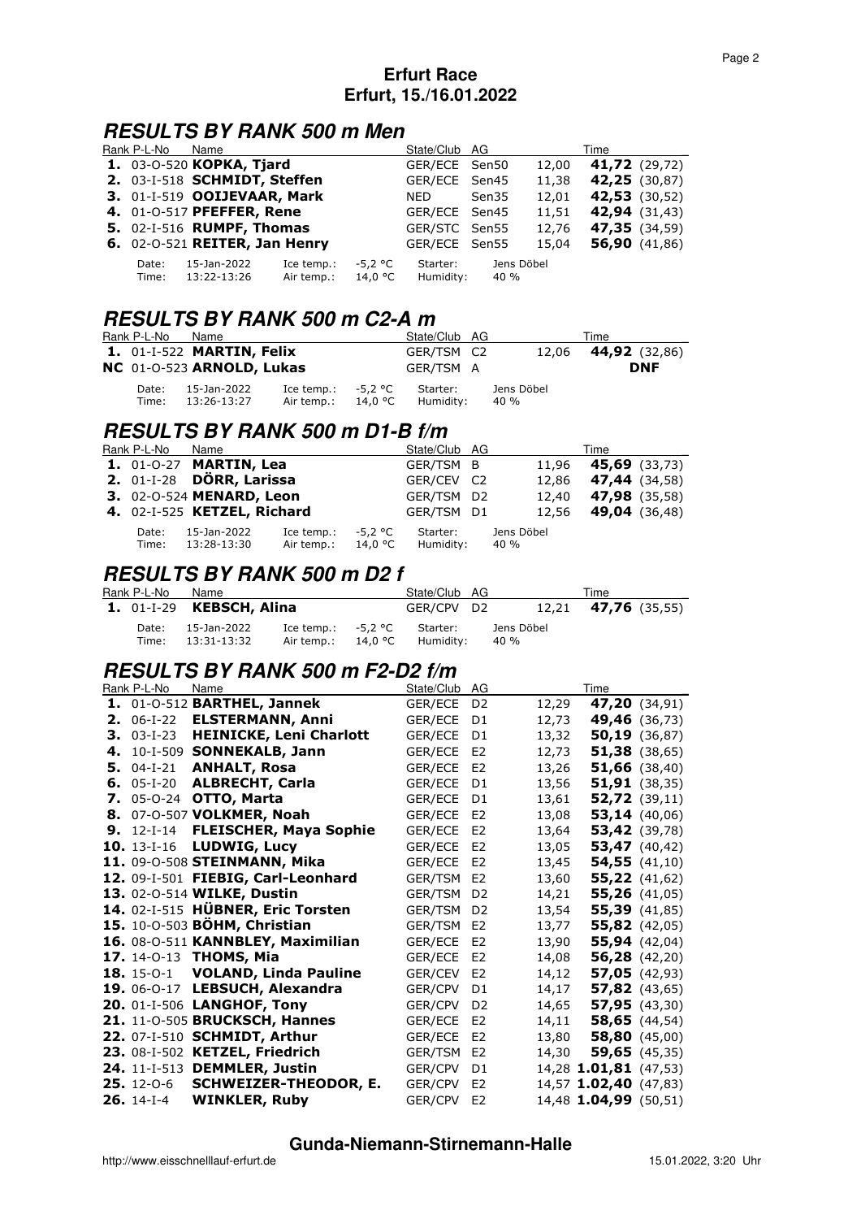**Erfurt Race**
**Erfurt, 15./16.01.2022**

## RESULTS BY RANK 500 m Men

| Rank | P-L-No | Name | State/Club | AG | | Time |
|---|---|---|---|---|---|---|
| 1. | 03-O-520 | **KOPKA, Tjard** | GER/ECE | Sen50 | 12,00 | **41,72** (29,72) |
| 2. | 03-I-518 | **SCHMIDT, Steffen** | GER/ECE | Sen45 | 11,38 | **42,25** (30,87) |
| 3. | 01-I-519 | **OOIJEVAAR, Mark** | NED | Sen35 | 12,01 | **42,53** (30,52) |
| 4. | 01-O-517 | **PFEFFER, Rene** | GER/ECE | Sen45 | 11,51 | **42,94** (31,43) |
| 5. | 02-I-516 | **RUMPF, Thomas** | GER/STC | Sen55 | 12,76 | **47,35** (34,59) |
| 6. | 02-O-521 | **REITER, Jan Henry** | GER/ECE | Sen55 | 15,04 | **56,90** (41,86) |

Date: 15-Jan-2022 Ice temp.: -5,2 °C Starter: Jens Döbel
Time: 13:22-13:26 Air temp.: 14,0 °C Humidity: 40 %

## RESULTS BY RANK 500 m C2-A m

| Rank | P-L-No | Name | State/Club | AG | | Time |
|---|---|---|---|---|---|---|
| 1. | 01-I-522 | **MARTIN, Felix** | GER/TSM | C2 | 12,06 | **44,92** (32,86) |
| NC | 01-O-523 | **ARNOLD, Lukas** | GER/TSM | A | | **DNF** |

Date: 15-Jan-2022 Ice temp.: -5,2 °C Starter: Jens Döbel
Time: 13:26-13:27 Air temp.: 14,0 °C Humidity: 40 %

## RESULTS BY RANK 500 m D1-B f/m

| Rank | P-L-No | Name | State/Club | AG | | Time |
|---|---|---|---|---|---|---|
| 1. | 01-O-27 | **MARTIN, Lea** | GER/TSM | B | 11,96 | **45,69** (33,73) |
| 2. | 01-I-28 | **DÖRR, Larissa** | GER/CEV | C2 | 12,86 | **47,44** (34,58) |
| 3. | 02-O-524 | **MENARD, Leon** | GER/TSM | D2 | 12,40 | **47,98** (35,58) |
| 4. | 02-I-525 | **KETZEL, Richard** | GER/TSM | D1 | 12,56 | **49,04** (36,48) |

Date: 15-Jan-2022 Ice temp.: -5,2 °C Starter: Jens Döbel
Time: 13:28-13:30 Air temp.: 14,0 °C Humidity: 40 %

## RESULTS BY RANK 500 m D2 f

| Rank | P-L-No | Name | State/Club | AG | | Time |
|---|---|---|---|---|---|---|
| 1. | 01-I-29 | **KEBSCH, Alina** | GER/CPV | D2 | 12,21 | **47,76** (35,55) |

Date: 15-Jan-2022 Ice temp.: -5,2 °C Starter: Jens Döbel
Time: 13:31-13:32 Air temp.: 14,0 °C Humidity: 40 %

## RESULTS BY RANK 500 m F2-D2 f/m

| Rank | P-L-No | Name | State/Club | AG | | Time |
|---|---|---|---|---|---|---|
| 1. | 01-O-512 | **BARTHEL, Jannek** | GER/ECE | D2 | 12,29 | **47,20** (34,91) |
| 2. | 06-I-22 | **ELSTERMANN, Anni** | GER/ECE | D1 | 12,73 | **49,46** (36,73) |
| 3. | 03-I-23 | **HEINICKE, Leni Charlott** | GER/ECE | D1 | 13,32 | **50,19** (36,87) |
| 4. | 10-I-509 | **SONNEKALB, Jann** | GER/ECE | E2 | 12,73 | **51,38** (38,65) |
| 5. | 04-I-21 | **ANHALT, Rosa** | GER/ECE | E2 | 13,26 | **51,66** (38,40) |
| 6. | 05-I-20 | **ALBRECHT, Carla** | GER/ECE | D1 | 13,56 | **51,91** (38,35) |
| 7. | 05-O-24 | **OTTO, Marta** | GER/ECE | D1 | 13,61 | **52,72** (39,11) |
| 8. | 07-O-507 | **VOLKMER, Noah** | GER/ECE | E2 | 13,08 | **53,14** (40,06) |
| 9. | 12-I-14 | **FLEISCHER, Maya Sophie** | GER/ECE | E2 | 13,64 | **53,42** (39,78) |
| 10. | 13-I-16 | **LUDWIG, Lucy** | GER/ECE | E2 | 13,05 | **53,47** (40,42) |
| 11. | 09-O-508 | **STEINMANN, Mika** | GER/ECE | E2 | 13,45 | **54,55** (41,10) |
| 12. | 09-I-501 | **FIEBIG, Carl-Leonhard** | GER/TSM | E2 | 13,60 | **55,22** (41,62) |
| 13. | 02-O-514 | **WILKE, Dustin** | GER/TSM | D2 | 14,21 | **55,26** (41,05) |
| 14. | 02-I-515 | **HÜBNER, Eric Torsten** | GER/TSM | D2 | 13,54 | **55,39** (41,85) |
| 15. | 10-O-503 | **BÖHM, Christian** | GER/TSM | E2 | 13,77 | **55,82** (42,05) |
| 16. | 08-O-511 | **KANNBLEY, Maximilian** | GER/ECE | E2 | 13,90 | **55,94** (42,04) |
| 17. | 14-O-13 | **THOMS, Mia** | GER/ECE | E2 | 14,08 | **56,28** (42,20) |
| 18. | 15-O-1 | **VOLAND, Linda Pauline** | GER/CEV | E2 | 14,12 | **57,05** (42,93) |
| 19. | 06-O-17 | **LEBSUCH, Alexandra** | GER/CPV | D1 | 14,17 | **57,82** (43,65) |
| 20. | 01-I-506 | **LANGHOF, Tony** | GER/CPV | D2 | 14,65 | **57,95** (43,30) |
| 21. | 11-O-505 | **BRUCKSCH, Hannes** | GER/ECE | E2 | 14,11 | **58,65** (44,54) |
| 22. | 07-I-510 | **SCHMIDT, Arthur** | GER/ECE | E2 | 13,80 | **58,80** (45,00) |
| 23. | 08-I-502 | **KETZEL, Friedrich** | GER/TSM | E2 | 14,30 | **59,65** (45,35) |
| 24. | 11-I-513 | **DEMMLER, Justin** | GER/CPV | D1 | 14,28 | **1.01,81** (47,53) |
| 25. | 12-O-6 | **SCHWEIZER-THEODOR, E.** | GER/CPV | E2 | 14,57 | **1.02,40** (47,83) |
| 26. | 14-I-4 | **WINKLER, Ruby** | GER/CPV | E2 | 14,48 | **1.04,99** (50,51) |

**Gunda-Niemann-Stirnemann-Halle**

http://www.eisschnelllauf-erfurt.de 15.01.2022, 3:20 Uhr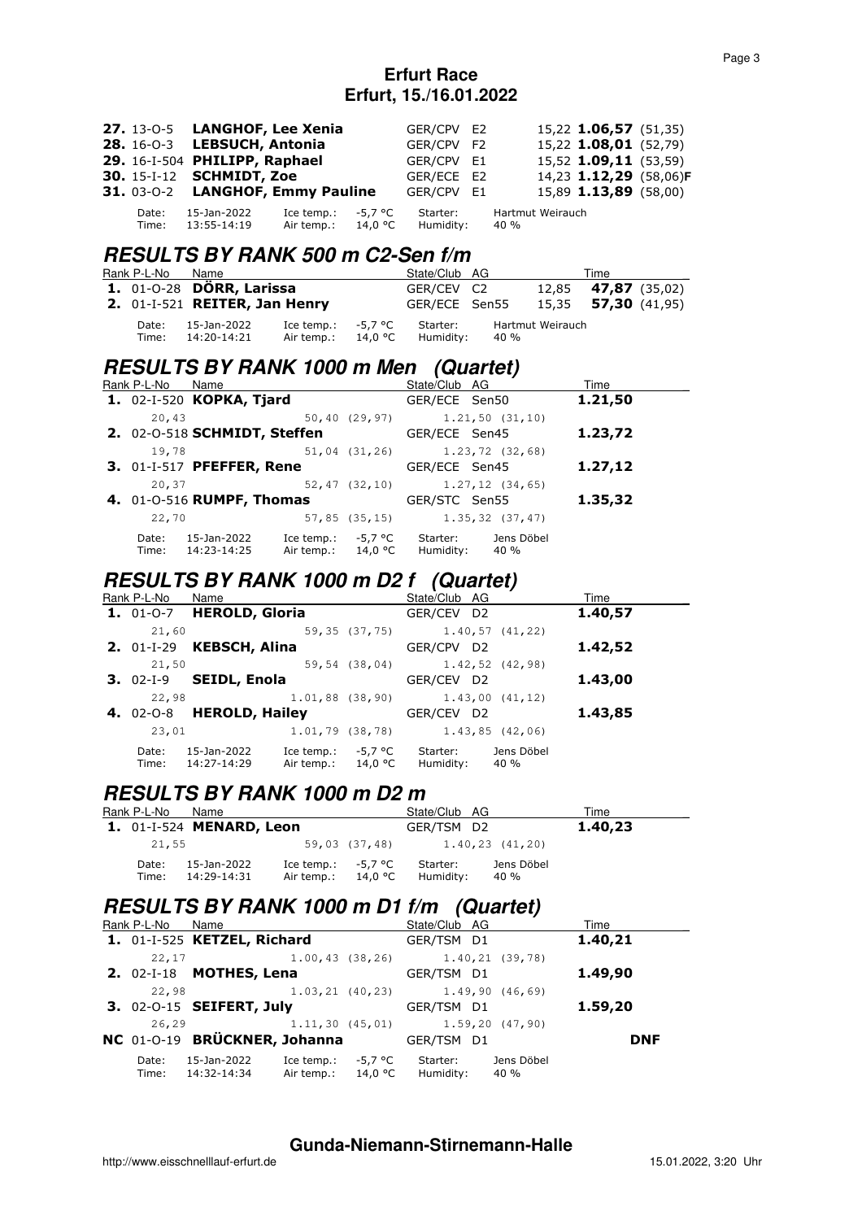**Erfurt Race**
**Erfurt, 15./16.01.2022**

| Rank | P-L-No | Name | State/Club | AG | | Time |
|---|---|---|---|---|---|---|
| **27.** | 13-O-5 | **LANGHOF, Lee Xenia** | GER/CPV | E2 | 15,22 | **1.06,57** (51,35) |
| **28.** | 16-O-3 | **LEBSUCH, Antonia** | GER/CPV | F2 | 15,22 | **1.08,01** (52,79) |
| **29.** | 16-I-504 | **PHILIPP, Raphael** | GER/CPV | E1 | 15,52 | **1.09,11** (53,59) |
| **30.** | 15-I-12 | **SCHMIDT, Zoe** | GER/ECE | E2 | 14,23 | **1.12,29** (58,06)**F** |
| **31.** | 03-O-2 | **LANGHOF, Emmy Pauline** | GER/CPV | E1 | 15,89 | **1.13,89** (58,00) |

Date: 15-Jan-2022 Ice temp.: -5,7 °C Starter: Hartmut Weirauch
Time: 13:55-14:19 Air temp.: 14,0 °C Humidity: 40 %

## RESULTS BY RANK 500 m C2-Sen f/m

| Rank | P-L-No | Name | State/Club | AG | | Time |
|---|---|---|---|---|---|---|
| **1.** | 01-O-28 | **DÖRR, Larissa** | GER/CEV | C2 | 12,85 | **47,87** (35,02) |
| **2.** | 01-I-521 | **REITER, Jan Henry** | GER/ECE | Sen55 | 15,35 | **57,30** (41,95) |

Date: 15-Jan-2022 Ice temp.: -5,7 °C Starter: Hartmut Weirauch
Time: 14:20-14:21 Air temp.: 14,0 °C Humidity: 40 %

## RESULTS BY RANK 1000 m Men (Quartet)

| Rank | P-L-No | Name | State/Club | AG | Time |
|---|---|---|---|---|---|
| **1.** | 02-I-520 | **KOPKA, Tjard** | GER/ECE | Sen50 | **1.21,50** |
| | | 20,43 / 50,40 (29,97) / 1.21,50 (31,10) | | | |
| **2.** | 02-O-518 | **SCHMIDT, Steffen** | GER/ECE | Sen45 | **1.23,72** |
| | | 19,78 / 51,04 (31,26) / 1.23,72 (32,68) | | | |
| **3.** | 01-I-517 | **PFEFFER, Rene** | GER/ECE | Sen45 | **1.27,12** |
| | | 20,37 / 52,47 (32,10) / 1.27,12 (34,65) | | | |
| **4.** | 01-O-516 | **RUMPF, Thomas** | GER/STC | Sen55 | **1.35,32** |
| | | 22,70 / 57,85 (35,15) / 1.35,32 (37,47) | | | |

Date: 15-Jan-2022 Ice temp.: -5,7 °C Starter: Jens Döbel
Time: 14:23-14:25 Air temp.: 14,0 °C Humidity: 40 %

## RESULTS BY RANK 1000 m D2 f (Quartet)

| Rank | P-L-No | Name | State/Club | AG | Time |
|---|---|---|---|---|---|
| **1.** | 01-O-7 | **HEROLD, Gloria** | GER/CEV | D2 | **1.40,57** |
| | | 21,60 / 59,35 (37,75) / 1.40,57 (41,22) | | | |
| **2.** | 01-I-29 | **KEBSCH, Alina** | GER/CPV | D2 | **1.42,52** |
| | | 21,50 / 59,54 (38,04) / 1.42,52 (42,98) | | | |
| **3.** | 02-I-9 | **SEIDL, Enola** | GER/CEV | D2 | **1.43,00** |
| | | 22,98 / 1.01,88 (38,90) / 1.43,00 (41,12) | | | |
| **4.** | 02-O-8 | **HEROLD, Hailey** | GER/CEV | D2 | **1.43,85** |
| | | 23,01 / 1.01,79 (38,78) / 1.43,85 (42,06) | | | |

Date: 15-Jan-2022 Ice temp.: -5,7 °C Starter: Jens Döbel
Time: 14:27-14:29 Air temp.: 14,0 °C Humidity: 40 %

## RESULTS BY RANK 1000 m D2 m

| Rank | P-L-No | Name | State/Club | AG | Time |
|---|---|---|---|---|---|
| **1.** | 01-I-524 | **MENARD, Leon** | GER/TSM | D2 | **1.40,23** |
| | | 21,55 / 59,03 (37,48) / 1.40,23 (41,20) | | | |

Date: 15-Jan-2022 Ice temp.: -5,7 °C Starter: Jens Döbel
Time: 14:29-14:31 Air temp.: 14,0 °C Humidity: 40 %

## RESULTS BY RANK 1000 m D1 f/m (Quartet)

| Rank | P-L-No | Name | State/Club | AG | Time |
|---|---|---|---|---|---|
| **1.** | 01-I-525 | **KETZEL, Richard** | GER/TSM | D1 | **1.40,21** |
| | | 22,17 / 1.00,43 (38,26) / 1.40,21 (39,78) | | | |
| **2.** | 02-I-18 | **MOTHES, Lena** | GER/TSM | D1 | **1.49,90** |
| | | 22,98 / 1.03,21 (40,23) / 1.49,90 (46,69) | | | |
| **3.** | 02-O-15 | **SEIFERT, July** | GER/TSM | D1 | **1.59,20** |
| | | 26,29 / 1.11,30 (45,01) / 1.59,20 (47,90) | | | |
| **NC** | 01-O-19 | **BRÜCKNER, Johanna** | GER/TSM | D1 | **DNF** |

Date: 15-Jan-2022 Ice temp.: -5,7 °C Starter: Jens Döbel
Time: 14:32-14:34 Air temp.: 14,0 °C Humidity: 40 %

**Gunda-Niemann-Stirnemann-Halle**

http://www.eisschnelllauf-erfurt.de 15.01.2022, 3:20 Uhr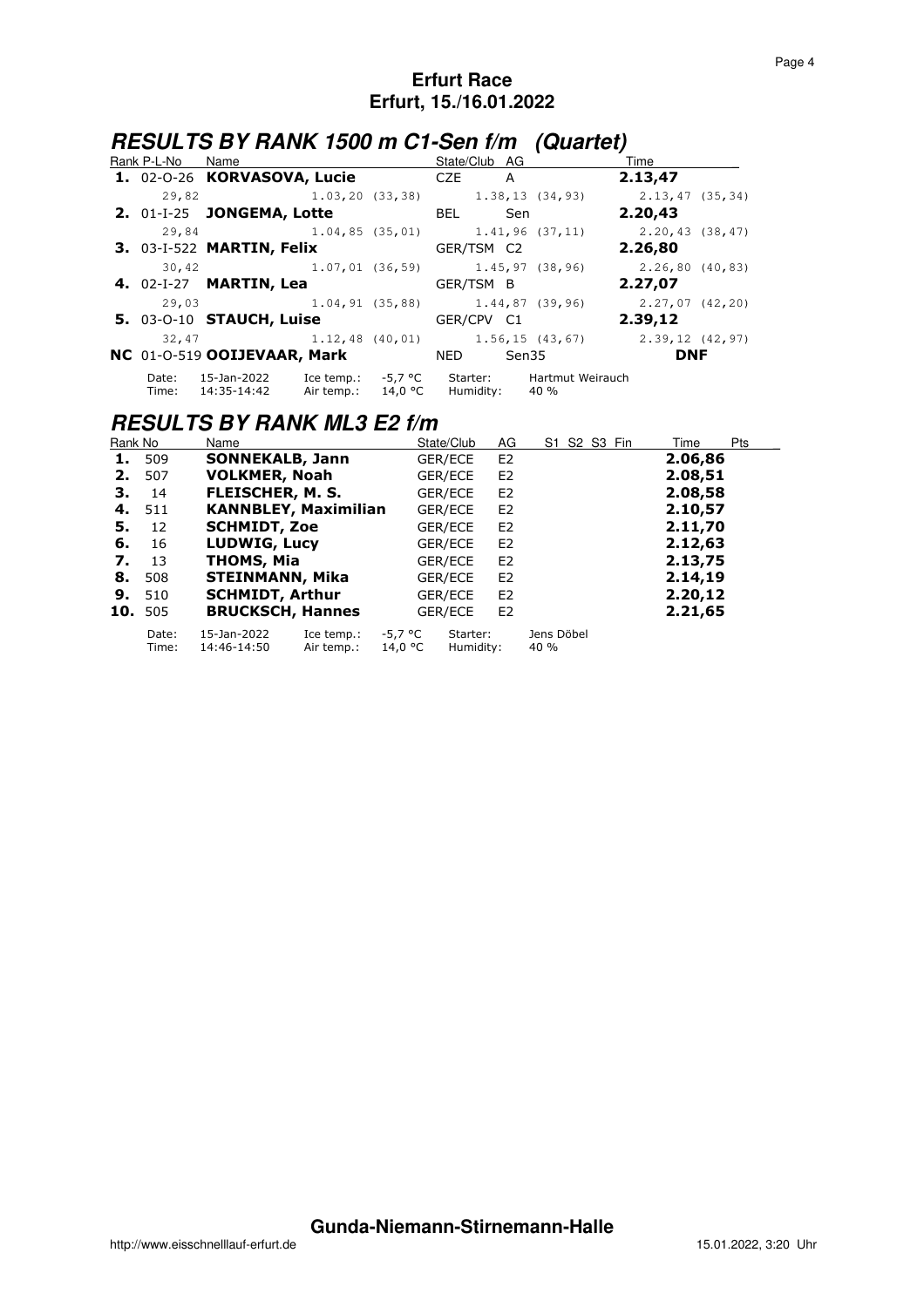**Erfurt Race**
**Erfurt, 15./16.01.2022**

## RESULTS BY RANK 1500 m C1-Sen f/m (Quartet)

| Rank | P-L-No | Name | State/Club | AG | Time |
|---|---|---|---|---|---|
| **1.** | 02-O-26 | **KORVASOVA, Lucie** | CZE | A | **2.13,47** |
| | 29,82 | 1.03,20 (33,38) | 1.38,13 (34,93) | | 2.13,47 (35,34) |
| **2.** | 01-I-25 | **JONGEMA, Lotte** | BEL | Sen | **2.20,43** |
| | 29,84 | 1.04,85 (35,01) | 1.41,96 (37,11) | | 2.20,43 (38,47) |
| **3.** | 03-I-522 | **MARTIN, Felix** | GER/TSM | C2 | **2.26,80** |
| | 30,42 | 1.07,01 (36,59) | 1.45,97 (38,96) | | 2.26,80 (40,83) |
| **4.** | 02-I-27 | **MARTIN, Lea** | GER/TSM | B | **2.27,07** |
| | 29,03 | 1.04,91 (35,88) | 1.44,87 (39,96) | | 2.27,07 (42,20) |
| **5.** | 03-O-10 | **STAUCH, Luise** | GER/CPV | C1 | **2.39,12** |
| | 32,47 | 1.12,48 (40,01) | 1.56,15 (43,67) | | 2.39,12 (42,97) |
| **NC** | 01-O-519 | **OOIJEVAAR, Mark** | NED | Sen35 | **DNF** |

Date: 15-Jan-2022 Ice temp.: -5,7 °C Starter: Hartmut Weirauch
Time: 14:35-14:42 Air temp.: 14,0 °C Humidity: 40 %

## RESULTS BY RANK ML3 E2 f/m

| Rank | No | Name | State/Club | AG | S1 S2 S3 Fin | Time | Pts |
|---|---|---|---|---|---|---|---|
| **1.** | 509 | **SONNEKALB, Jann** | GER/ECE | E2 | | **2.06,86** | |
| **2.** | 507 | **VOLKMER, Noah** | GER/ECE | E2 | | **2.08,51** | |
| **3.** | 14 | **FLEISCHER, M. S.** | GER/ECE | E2 | | **2.08,58** | |
| **4.** | 511 | **KANNBLEY, Maximilian** | GER/ECE | E2 | | **2.10,57** | |
| **5.** | 12 | **SCHMIDT, Zoe** | GER/ECE | E2 | | **2.11,70** | |
| **6.** | 16 | **LUDWIG, Lucy** | GER/ECE | E2 | | **2.12,63** | |
| **7.** | 13 | **THOMS, Mia** | GER/ECE | E2 | | **2.13,75** | |
| **8.** | 508 | **STEINMANN, Mika** | GER/ECE | E2 | | **2.14,19** | |
| **9.** | 510 | **SCHMIDT, Arthur** | GER/ECE | E2 | | **2.20,12** | |
| **10.** | 505 | **BRUCKSCH, Hannes** | GER/ECE | E2 | | **2.21,65** | |

Date: 15-Jan-2022 Ice temp.: -5,7 °C Starter: Jens Döbel
Time: 14:46-14:50 Air temp.: 14,0 °C Humidity: 40 %

**Gunda-Niemann-Stirnemann-Halle**

http://www.eisschnelllauf-erfurt.de 15.01.2022, 3:20 Uhr